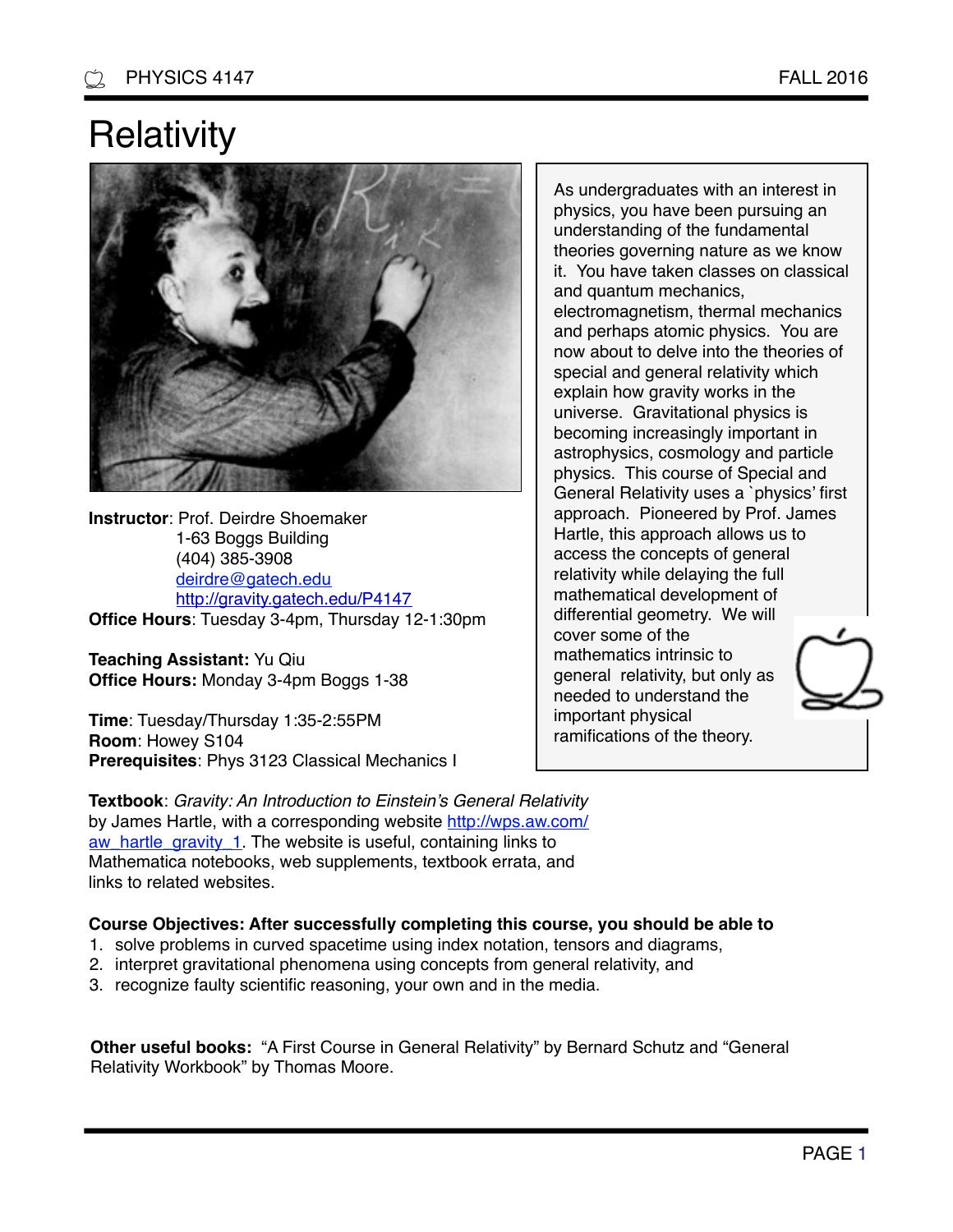# Relativity

As undergraduates with an interest in physics, you have been pursuing an understanding of the fundamental theories governing nature as we know it. You have taken classes on classical and quantum mechanics, electromagnetism, thermal mechanics and perhaps atomic physics. You are now about to delve into the theories of special and general relativity which explain how gravity works in the universe. Gravitational physics is becoming increasingly important in astrophysics, cosmology and particle physics. This course of Special and General Relativity uses a `physics' first approach. Pioneered by Prof. James Hartle, this approach allows us to access the concepts of general relativity while delaying the full mathematical development of differential geometry. We will cover some of the mathematics intrinsic to general relativity, but only as needed to understand the important physical ramifications of the theory.

**Instructor**: Prof. Deirdre Shoemaker
1-63 Boggs Building
(404) 385-3908
deirdre@gatech.edu
http://gravity.gatech.edu/P4147

**Office Hours**: Tuesday 3-4pm, Thursday 12-1:30pm

**Teaching Assistant:** Yu Qiu
**Office Hours:** Monday 3-4pm Boggs 1-38

**Time**: Tuesday/Thursday 1:35-2:55PM
**Room**: Howey S104
**Prerequisites**: Phys 3123 Classical Mechanics I

**Textbook**: *Gravity: An Introduction to Einstein's General Relativity* by James Hartle, with a corresponding website http://wps.aw.com/aw_hartle_gravity_1. The website is useful, containing links to Mathematica notebooks, web supplements, textbook errata, and links to related websites.

**Course Objectives: After successfully completing this course, you should be able to**

1. solve problems in curved spacetime using index notation, tensors and diagrams,
2. interpret gravitational phenomena using concepts from general relativity, and
3. recognize faulty scientific reasoning, your own and in the media.

**Other useful books:** "A First Course in General Relativity" by Bernard Schutz and "General Relativity Workbook" by Thomas Moore.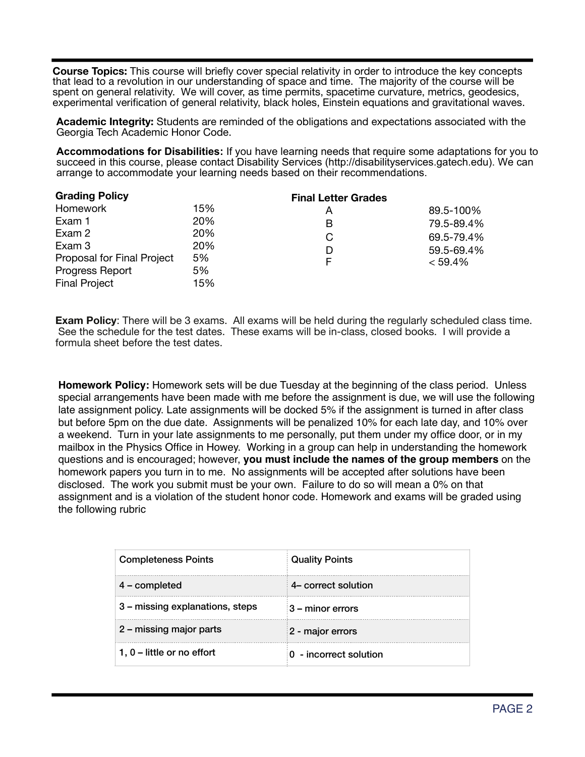**Course Topics:** This course will briefly cover special relativity in order to introduce the key concepts that lead to a revolution in our understanding of space and time. The majority of the course will be spent on general relativity. We will cover, as time permits, spacetime curvature, metrics, geodesics, experimental verification of general relativity, black holes, Einstein equations and gravitational waves.

**Academic Integrity:** Students are reminded of the obligations and expectations associated with the Georgia Tech Academic Honor Code.

**Accommodations for Disabilities:** If you have learning needs that require some adaptations for you to succeed in this course, please contact Disability Services (http://disabilityservices.gatech.edu). We can arrange to accommodate your learning needs based on their recommendations.

**Grading Policy**

| | |
|---|---|
| Homework | 15% |
| Exam 1 | 20% |
| Exam 2 | 20% |
| Exam 3 | 20% |
| Proposal for Final Project | 5% |
| Progress Report | 5% |
| Final Project | 15% |

**Final Letter Grades**

| | |
|---|---|
| A | 89.5-100% |
| B | 79.5-89.4% |
| C | 69.5-79.4% |
| D | 59.5-69.4% |
| F | < 59.4% |

**Exam Policy**: There will be 3 exams. All exams will be held during the regularly scheduled class time. See the schedule for the test dates. These exams will be in-class, closed books. I will provide a formula sheet before the test dates.

**Homework Policy:** Homework sets will be due Tuesday at the beginning of the class period. Unless special arrangements have been made with me before the assignment is due, we will use the following late assignment policy. Late assignments will be docked 5% if the assignment is turned in after class but before 5pm on the due date. Assignments will be penalized 10% for each late day, and 10% over a weekend. Turn in your late assignments to me personally, put them under my office door, or in my mailbox in the Physics Office in Howey. Working in a group can help in understanding the homework questions and is encouraged; however, **you must include the names of the group members** on the homework papers you turn in to me. No assignments will be accepted after solutions have been disclosed. The work you submit must be your own. Failure to do so will mean a 0% on that assignment and is a violation of the student honor code. Homework and exams will be graded using the following rubric

| Completeness Points | Quality Points |
|---|---|
| 4 – completed | 4– correct solution |
| 3 – missing explanations, steps | 3 – minor errors |
| 2 – missing major parts | 2 - major errors |
| 1, 0 – little or no effort | 0 - incorrect solution |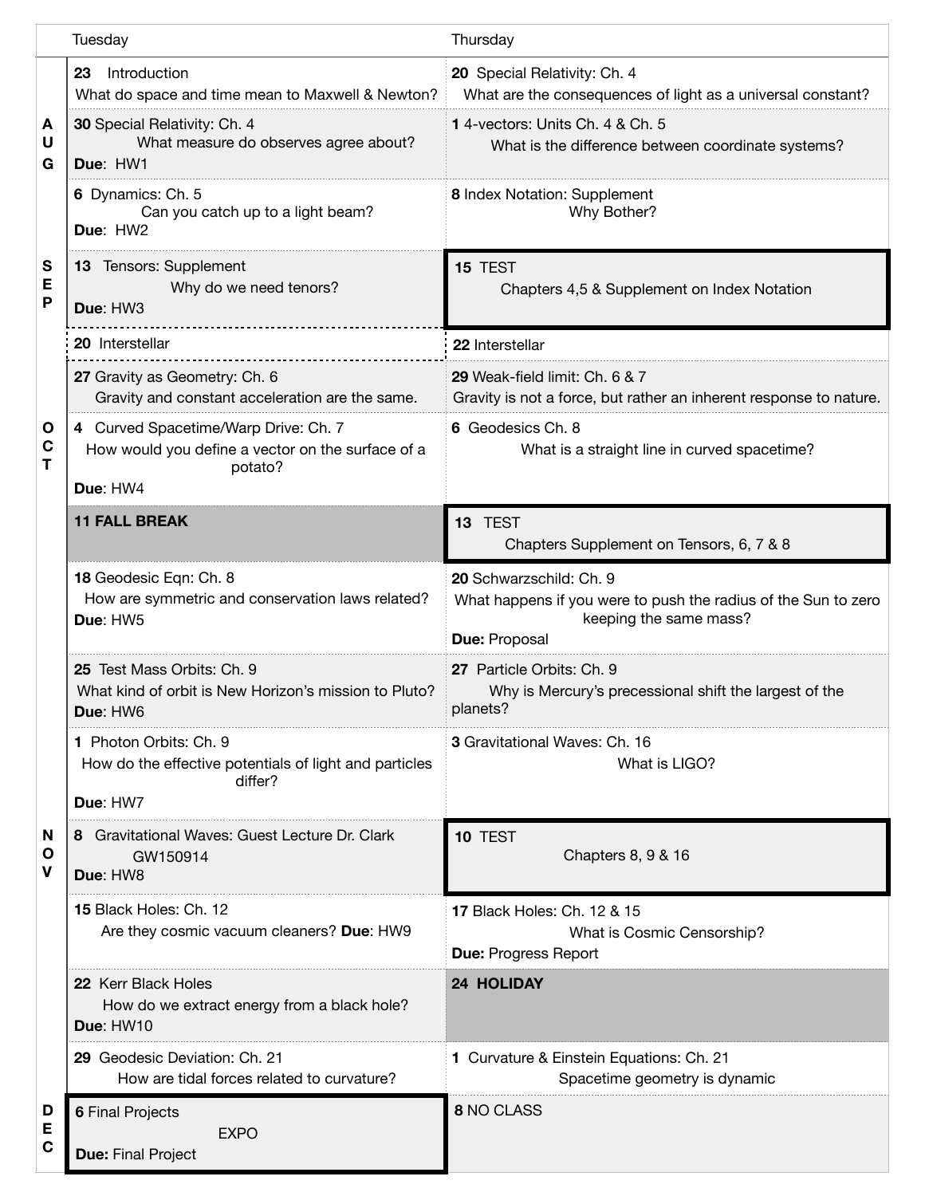| | Tuesday | Thursday |
|---|---|---|
| **AUG** | **23** Introduction<br>What do space and time mean to Maxwell & Newton? | **20** Special Relativity: Ch. 4<br>What are the consequences of light as a universal constant? |
| | **30** Special Relativity: Ch. 4<br>What measure do observes agree about?<br>**Due**: HW1 | **1** 4-vectors: Units Ch. 4 & Ch. 5<br>What is the difference between coordinate systems? |
| **SEP** | **6** Dynamics: Ch. 5<br>Can you catch up to a light beam?<br>**Due**: HW2 | **8** Index Notation: Supplement<br>Why Bother? |
| | **13** Tensors: Supplement<br>Why do we need tenors?<br>**Due**: HW3 | **15** TEST<br>Chapters 4,5 & Supplement on Index Notation |
| | **20** Interstellar | **22** Interstellar |
| | **27** Gravity as Geometry: Ch. 6<br>Gravity and constant acceleration are the same. | **29** Weak-field limit: Ch. 6 & 7<br>Gravity is not a force, but rather an inherent response to nature. |
| **OCT** | **4** Curved Spacetime/Warp Drive: Ch. 7<br>How would you define a vector on the surface of a potato?<br>**Due**: HW4 | **6** Geodesics Ch. 8<br>What is a straight line in curved spacetime? |
| | **11 FALL BREAK** | **13** TEST<br>Chapters Supplement on Tensors, 6, 7 & 8 |
| | **18** Geodesic Eqn: Ch. 8<br>How are symmetric and conservation laws related?<br>**Due**: HW5 | **20** Schwarzschild: Ch. 9<br>What happens if you were to push the radius of the Sun to zero keeping the same mass?<br>**Due:** Proposal |
| | **25** Test Mass Orbits: Ch. 9<br>What kind of orbit is New Horizon's mission to Pluto?<br>**Due**: HW6 | **27** Particle Orbits: Ch. 9<br>Why is Mercury's precessional shift the largest of the planets? |
| **NOV** | **1** Photon Orbits: Ch. 9<br>How do the effective potentials of light and particles differ?<br>**Due**: HW7 | **3** Gravitational Waves: Ch. 16<br>What is LIGO? |
| | **8** Gravitational Waves: Guest Lecture Dr. Clark<br>GW150914<br>**Due**: HW8 | **10** TEST<br>Chapters 8, 9 & 16 |
| | **15** Black Holes: Ch. 12<br>Are they cosmic vacuum cleaners? **Due**: HW9 | **17** Black Holes: Ch. 12 & 15<br>What is Cosmic Censorship?<br>**Due:** Progress Report |
| | **22** Kerr Black Holes<br>How do we extract energy from a black hole?<br>**Due**: HW10 | **24 HOLIDAY** |
| | **29** Geodesic Deviation: Ch. 21<br>How are tidal forces related to curvature? | **1** Curvature & Einstein Equations: Ch. 21<br>Spacetime geometry is dynamic |
| **DEC** | **6** Final Projects<br>EXPO<br>**Due:** Final Project | **8** NO CLASS |